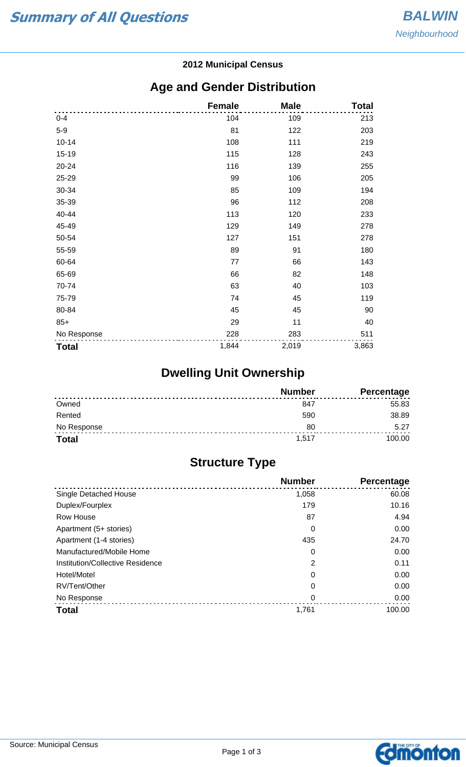# Summary of All Questions

## BALWIN
*Neighbourhood*

### 2012 Municipal Census

## Age and Gender Distribution

| | Female | Male | Total |
|---|---|---|---|
| 0-4 | 104 | 109 | 213 |
| 5-9 | 81 | 122 | 203 |
| 10-14 | 108 | 111 | 219 |
| 15-19 | 115 | 128 | 243 |
| 20-24 | 116 | 139 | 255 |
| 25-29 | 99 | 106 | 205 |
| 30-34 | 85 | 109 | 194 |
| 35-39 | 96 | 112 | 208 |
| 40-44 | 113 | 120 | 233 |
| 45-49 | 129 | 149 | 278 |
| 50-54 | 127 | 151 | 278 |
| 55-59 | 89 | 91 | 180 |
| 60-64 | 77 | 66 | 143 |
| 65-69 | 66 | 82 | 148 |
| 70-74 | 63 | 40 | 103 |
| 75-79 | 74 | 45 | 119 |
| 80-84 | 45 | 45 | 90 |
| 85+ | 29 | 11 | 40 |
| No Response | 228 | 283 | 511 |
| **Total** | 1,844 | 2,019 | 3,863 |

## Dwelling Unit Ownership

| | Number | Percentage |
|---|---|---|
| Owned | 847 | 55.83 |
| Rented | 590 | 38.89 |
| No Response | 80 | 5.27 |
| **Total** | 1,517 | 100.00 |

## Structure Type

| | Number | Percentage |
|---|---|---|
| Single Detached House | 1,058 | 60.08 |
| Duplex/Fourplex | 179 | 10.16 |
| Row House | 87 | 4.94 |
| Apartment (5+ stories) | 0 | 0.00 |
| Apartment (1-4 stories) | 435 | 24.70 |
| Manufactured/Mobile Home | 0 | 0.00 |
| Institution/Collective Residence | 2 | 0.11 |
| Hotel/Motel | 0 | 0.00 |
| RV/Tent/Other | 0 | 0.00 |
| No Response | 0 | 0.00 |
| **Total** | 1,761 | 100.00 |

Source: Municipal Census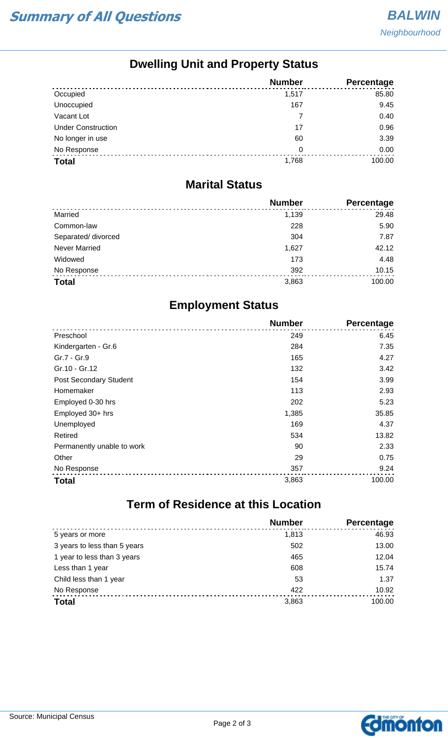# Summary of All Questions

**BALWIN**
*Neighbourhood*

## Dwelling Unit and Property Status

| | Number | Percentage |
|---|---|---|
| Occupied | 1,517 | 85.80 |
| Unoccupied | 167 | 9.45 |
| Vacant Lot | 7 | 0.40 |
| Under Construction | 17 | 0.96 |
| No longer in use | 60 | 3.39 |
| No Response | 0 | 0.00 |
| **Total** | 1,768 | 100.00 |

## Marital Status

| | Number | Percentage |
|---|---|---|
| Married | 1,139 | 29.48 |
| Common-law | 228 | 5.90 |
| Separated/ divorced | 304 | 7.87 |
| Never Married | 1,627 | 42.12 |
| Widowed | 173 | 4.48 |
| No Response | 392 | 10.15 |
| **Total** | 3,863 | 100.00 |

## Employment Status

| | Number | Percentage |
|---|---|---|
| Preschool | 249 | 6.45 |
| Kindergarten - Gr.6 | 284 | 7.35 |
| Gr.7 - Gr.9 | 165 | 4.27 |
| Gr.10 - Gr.12 | 132 | 3.42 |
| Post Secondary Student | 154 | 3.99 |
| Homemaker | 113 | 2.93 |
| Employed 0-30 hrs | 202 | 5.23 |
| Employed 30+ hrs | 1,385 | 35.85 |
| Unemployed | 169 | 4.37 |
| Retired | 534 | 13.82 |
| Permanently unable to work | 90 | 2.33 |
| Other | 29 | 0.75 |
| No Response | 357 | 9.24 |
| **Total** | 3,863 | 100.00 |

## Term of Residence at this Location

| | Number | Percentage |
|---|---|---|
| 5 years or more | 1,813 | 46.93 |
| 3 years to less than 5 years | 502 | 13.00 |
| 1 year to less than 3 years | 465 | 12.04 |
| Less than 1 year | 608 | 15.74 |
| Child less than 1 year | 53 | 1.37 |
| No Response | 422 | 10.92 |
| **Total** | 3,863 | 100.00 |

Source: Municipal Census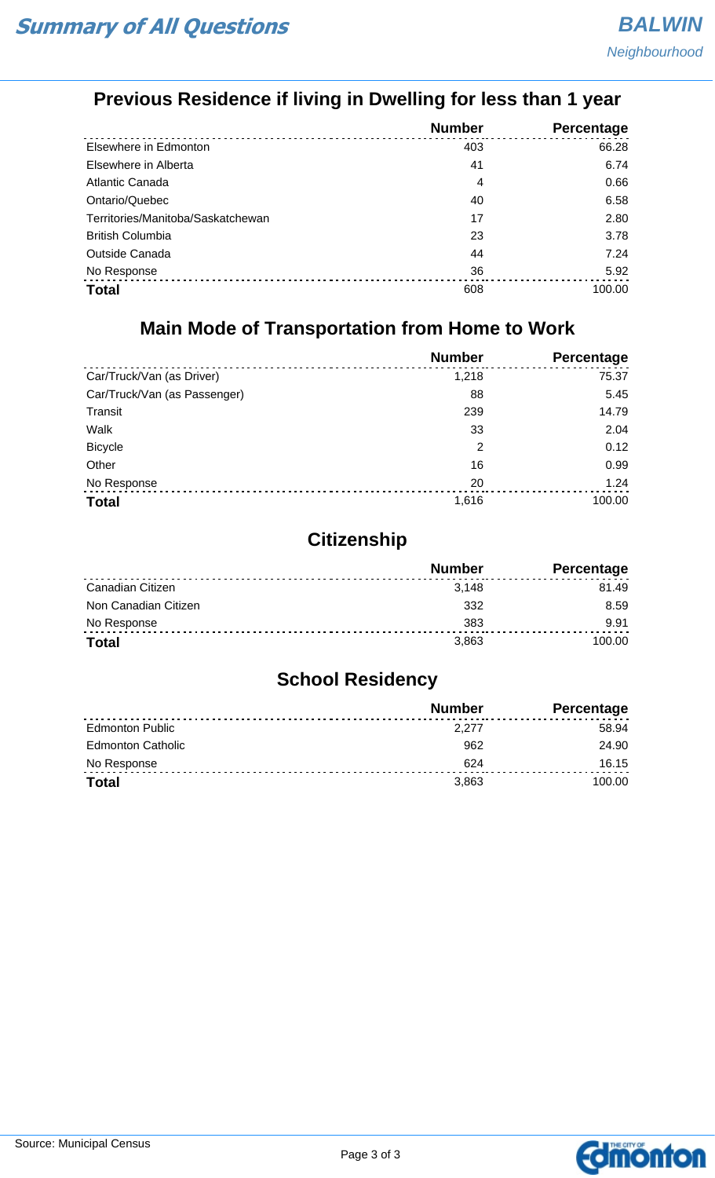## Previous Residence if living in Dwelling for less than 1 year

| | Number | Percentage |
|---|---|---|
| Elsewhere in Edmonton | 403 | 66.28 |
| Elsewhere in Alberta | 41 | 6.74 |
| Atlantic Canada | 4 | 0.66 |
| Ontario/Quebec | 40 | 6.58 |
| Territories/Manitoba/Saskatchewan | 17 | 2.80 |
| British Columbia | 23 | 3.78 |
| Outside Canada | 44 | 7.24 |
| No Response | 36 | 5.92 |
| **Total** | 608 | 100.00 |

## Main Mode of Transportation from Home to Work

| | Number | Percentage |
|---|---|---|
| Car/Truck/Van (as Driver) | 1,218 | 75.37 |
| Car/Truck/Van (as Passenger) | 88 | 5.45 |
| Transit | 239 | 14.79 |
| Walk | 33 | 2.04 |
| Bicycle | 2 | 0.12 |
| Other | 16 | 0.99 |
| No Response | 20 | 1.24 |
| **Total** | 1,616 | 100.00 |

## Citizenship

| | Number | Percentage |
|---|---|---|
| Canadian Citizen | 3,148 | 81.49 |
| Non Canadian Citizen | 332 | 8.59 |
| No Response | 383 | 9.91 |
| **Total** | 3,863 | 100.00 |

## School Residency

| | Number | Percentage |
|---|---|---|
| Edmonton Public | 2,277 | 58.94 |
| Edmonton Catholic | 962 | 24.90 |
| No Response | 624 | 16.15 |
| **Total** | 3,863 | 100.00 |

Source: Municipal Census